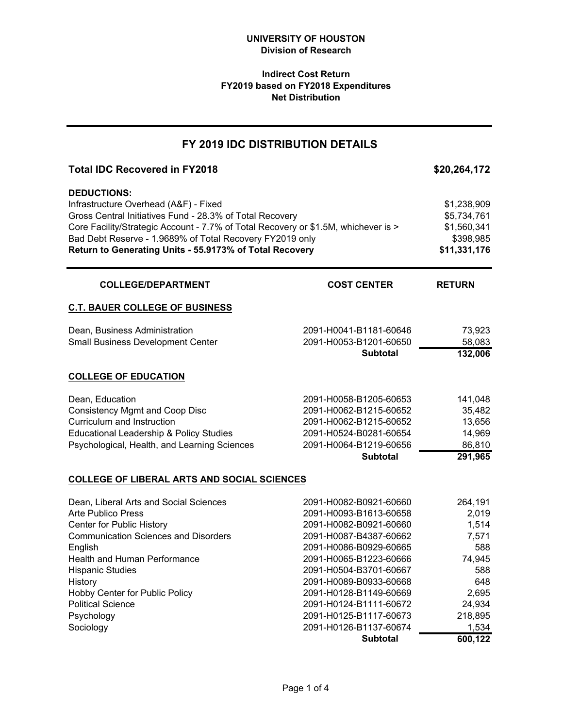**UNIVERSITY OF HOUSTON**
**Division of Research**

**Indirect Cost Return**
**FY2019 based on FY2018 Expenditures**
**Net Distribution**

## FY 2019 IDC DISTRIBUTION DETAILS

| **Total IDC Recovered in FY2018** | **$20,264,172** |
|---|---|
| **DEDUCTIONS:** | |
| Infrastructure Overhead (A&F) - Fixed | $1,238,909 |
| Gross Central Initiatives Fund - 28.3% of Total Recovery | $5,734,761 |
| Core Facility/Strategic Account - 7.7% of Total Recovery or $1.5M, whichever is > | $1,560,341 |
| Bad Debt Reserve - 1.9689% of Total Recovery FY2019 only | $398,985 |
| **Return to Generating Units - 55.9173% of Total Recovery** | **$11,331,176** |

| COLLEGE/DEPARTMENT | COST CENTER | RETURN |
|---|---|---|
| **C.T. BAUER COLLEGE OF BUSINESS** | | |
| Dean, Business Administration | 2091-H0041-B1181-60646 | 73,923 |
| Small Business Development Center | 2091-H0053-B1201-60650 | 58,083 |
| | **Subtotal** | **132,006** |
| **COLLEGE OF EDUCATION** | | |
| Dean, Education | 2091-H0058-B1205-60653 | 141,048 |
| Consistency Mgmt and Coop Disc | 2091-H0062-B1215-60652 | 35,482 |
| Curriculum and Instruction | 2091-H0062-B1215-60652 | 13,656 |
| Educational Leadership & Policy Studies | 2091-H0524-B0281-60654 | 14,969 |
| Psychological, Health, and Learning Sciences | 2091-H0064-B1219-60656 | 86,810 |
| | **Subtotal** | **291,965** |
| **COLLEGE OF LIBERAL ARTS AND SOCIAL SCIENCES** | | |
| Dean, Liberal Arts and Social Sciences | 2091-H0082-B0921-60660 | 264,191 |
| Arte Publico Press | 2091-H0093-B1613-60658 | 2,019 |
| Center for Public History | 2091-H0082-B0921-60660 | 1,514 |
| Communication Sciences and Disorders | 2091-H0087-B4387-60662 | 7,571 |
| English | 2091-H0086-B0929-60665 | 588 |
| Health and Human Performance | 2091-H0065-B1223-60666 | 74,945 |
| Hispanic Studies | 2091-H0504-B3701-60667 | 588 |
| History | 2091-H0089-B0933-60668 | 648 |
| Hobby Center for Public Policy | 2091-H0128-B1149-60669 | 2,695 |
| Political Science | 2091-H0124-B1111-60672 | 24,934 |
| Psychology | 2091-H0125-B1117-60673 | 218,895 |
| Sociology | 2091-H0126-B1137-60674 | 1,534 |
| | **Subtotal** | **600,122** |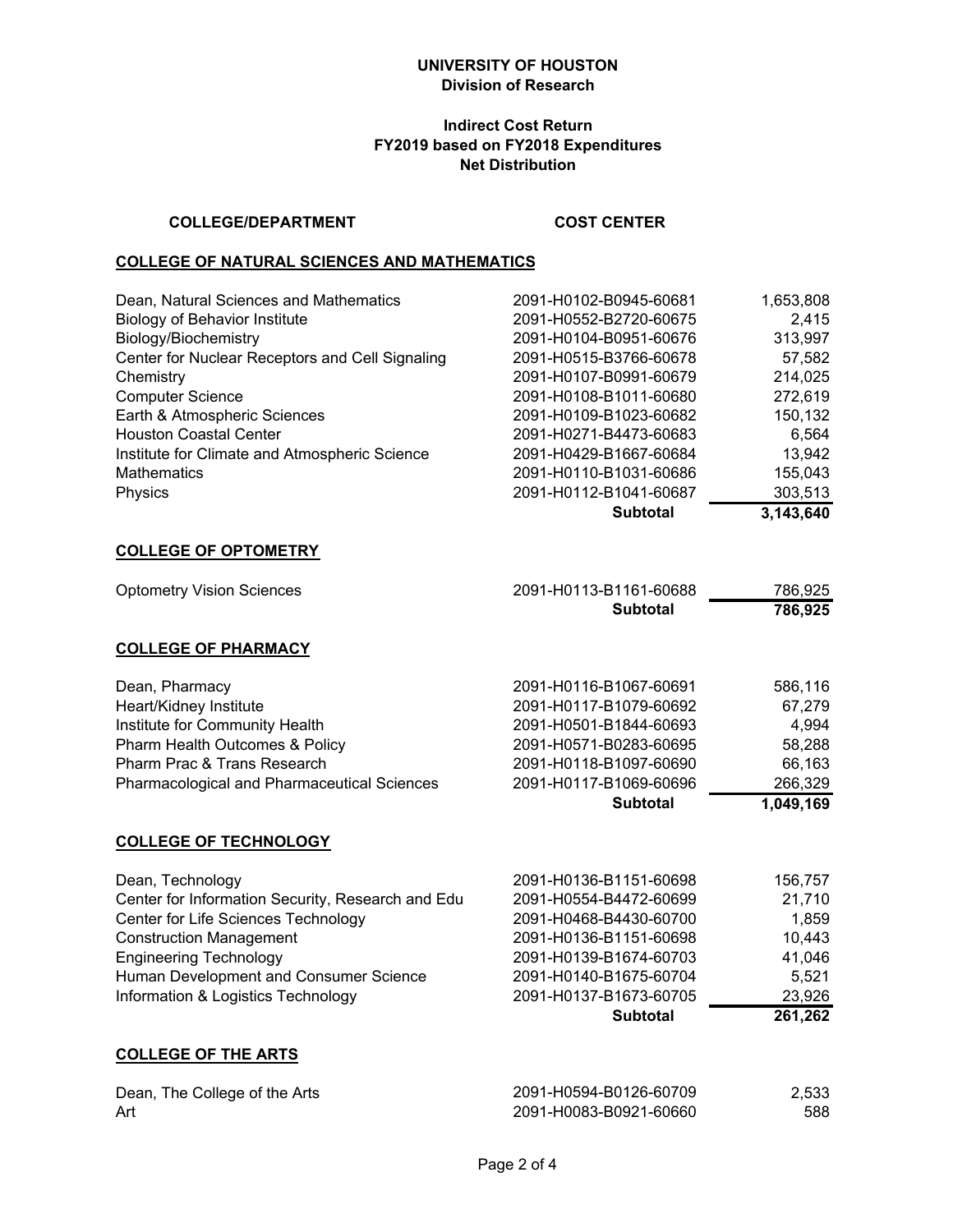**UNIVERSITY OF HOUSTON**
**Division of Research**

**Indirect Cost Return**
**FY2019 based on FY2018 Expenditures**
**Net Distribution**

| COLLEGE/DEPARTMENT | COST CENTER | |
|---|---|---|
| **COLLEGE OF NATURAL SCIENCES AND MATHEMATICS** | | |
| Dean, Natural Sciences and Mathematics | 2091-H0102-B0945-60681 | 1,653,808 |
| Biology of Behavior Institute | 2091-H0552-B2720-60675 | 2,415 |
| Biology/Biochemistry | 2091-H0104-B0951-60676 | 313,997 |
| Center for Nuclear Receptors and Cell Signaling | 2091-H0515-B3766-60678 | 57,582 |
| Chemistry | 2091-H0107-B0991-60679 | 214,025 |
| Computer Science | 2091-H0108-B1011-60680 | 272,619 |
| Earth & Atmospheric Sciences | 2091-H0109-B1023-60682 | 150,132 |
| Houston Coastal Center | 2091-H0271-B4473-60683 | 6,564 |
| Institute for Climate and Atmospheric Science | 2091-H0429-B1667-60684 | 13,942 |
| Mathematics | 2091-H0110-B1031-60686 | 155,043 |
| Physics | 2091-H0112-B1041-60687 | 303,513 |
| | **Subtotal** | **3,143,640** |
| **COLLEGE OF OPTOMETRY** | | |
| Optometry Vision Sciences | 2091-H0113-B1161-60688 | 786,925 |
| | **Subtotal** | **786,925** |
| **COLLEGE OF PHARMACY** | | |
| Dean, Pharmacy | 2091-H0116-B1067-60691 | 586,116 |
| Heart/Kidney Institute | 2091-H0117-B1079-60692 | 67,279 |
| Institute for Community Health | 2091-H0501-B1844-60693 | 4,994 |
| Pharm Health Outcomes & Policy | 2091-H0571-B0283-60695 | 58,288 |
| Pharm Prac & Trans Research | 2091-H0118-B1097-60690 | 66,163 |
| Pharmacological and Pharmaceutical Sciences | 2091-H0117-B1069-60696 | 266,329 |
| | **Subtotal** | **1,049,169** |
| **COLLEGE OF TECHNOLOGY** | | |
| Dean, Technology | 2091-H0136-B1151-60698 | 156,757 |
| Center for Information Security, Research and Edu | 2091-H0554-B4472-60699 | 21,710 |
| Center for Life Sciences Technology | 2091-H0468-B4430-60700 | 1,859 |
| Construction Management | 2091-H0136-B1151-60698 | 10,443 |
| Engineering Technology | 2091-H0139-B1674-60703 | 41,046 |
| Human Development and Consumer Science | 2091-H0140-B1675-60704 | 5,521 |
| Information & Logistics Technology | 2091-H0137-B1673-60705 | 23,926 |
| | **Subtotal** | **261,262** |
| **COLLEGE OF THE ARTS** | | |
| Dean, The College of the Arts | 2091-H0594-B0126-60709 | 2,533 |
| Art | 2091-H0083-B0921-60660 | 588 |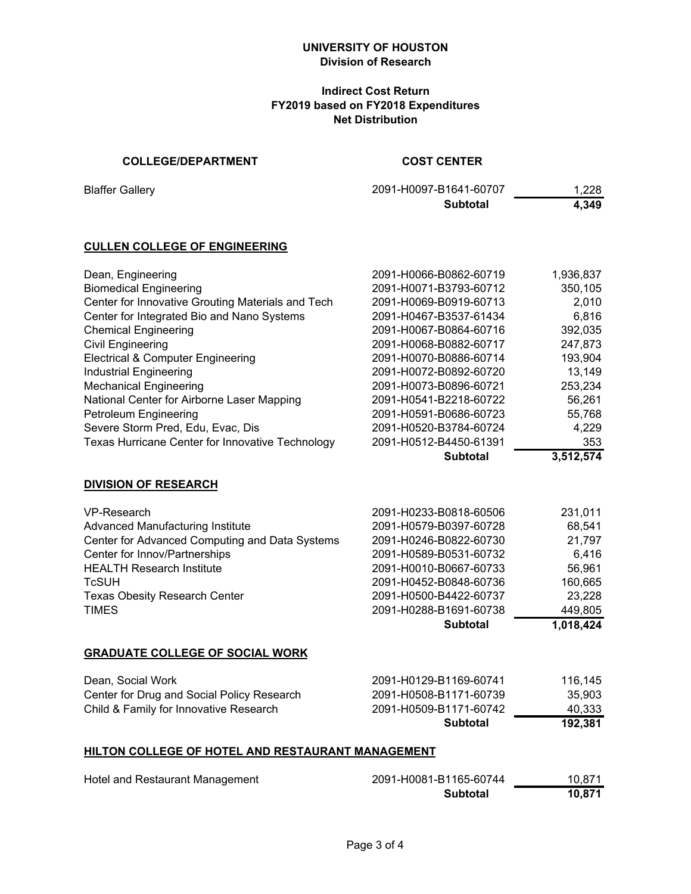**UNIVERSITY OF HOUSTON**
**Division of Research**

**Indirect Cost Return**
**FY2019 based on FY2018 Expenditures**
**Net Distribution**

| COLLEGE/DEPARTMENT | COST CENTER | |
|---|---|---|
| Blaffer Gallery | 2091-H0097-B1641-60707 | 1,228 |
| | **Subtotal** | **4,349** |
| **CULLEN COLLEGE OF ENGINEERING** | | |
| Dean, Engineering | 2091-H0066-B0862-60719 | 1,936,837 |
| Biomedical Engineering | 2091-H0071-B3793-60712 | 350,105 |
| Center for Innovative Grouting Materials and Tech | 2091-H0069-B0919-60713 | 2,010 |
| Center for Integrated Bio and Nano Systems | 2091-H0467-B3537-61434 | 6,816 |
| Chemical Engineering | 2091-H0067-B0864-60716 | 392,035 |
| Civil Engineering | 2091-H0068-B0882-60717 | 247,873 |
| Electrical & Computer Engineering | 2091-H0070-B0886-60714 | 193,904 |
| Industrial Engineering | 2091-H0072-B0892-60720 | 13,149 |
| Mechanical Engineering | 2091-H0073-B0896-60721 | 253,234 |
| National Center for Airborne Laser Mapping | 2091-H0541-B2218-60722 | 56,261 |
| Petroleum Engineering | 2091-H0591-B0686-60723 | 55,768 |
| Severe Storm Pred, Edu, Evac, Dis | 2091-H0520-B3784-60724 | 4,229 |
| Texas Hurricane Center for Innovative Technology | 2091-H0512-B4450-61391 | 353 |
| | **Subtotal** | **3,512,574** |
| **DIVISION OF RESEARCH** | | |
| VP-Research | 2091-H0233-B0818-60506 | 231,011 |
| Advanced Manufacturing Institute | 2091-H0579-B0397-60728 | 68,541 |
| Center for Advanced Computing and Data Systems | 2091-H0246-B0822-60730 | 21,797 |
| Center for Innov/Partnerships | 2091-H0589-B0531-60732 | 6,416 |
| HEALTH Research Institute | 2091-H0010-B0667-60733 | 56,961 |
| TcSUH | 2091-H0452-B0848-60736 | 160,665 |
| Texas Obesity Research Center | 2091-H0500-B4422-60737 | 23,228 |
| TIMES | 2091-H0288-B1691-60738 | 449,805 |
| | **Subtotal** | **1,018,424** |
| **GRADUATE COLLEGE OF SOCIAL WORK** | | |
| Dean, Social Work | 2091-H0129-B1169-60741 | 116,145 |
| Center for Drug and Social Policy Research | 2091-H0508-B1171-60739 | 35,903 |
| Child & Family for Innovative Research | 2091-H0509-B1171-60742 | 40,333 |
| | **Subtotal** | **192,381** |
| **HILTON COLLEGE OF HOTEL AND RESTAURANT MANAGEMENT** | | |
| Hotel and Restaurant Management | 2091-H0081-B1165-60744 | 10,871 |
| | **Subtotal** | **10,871** |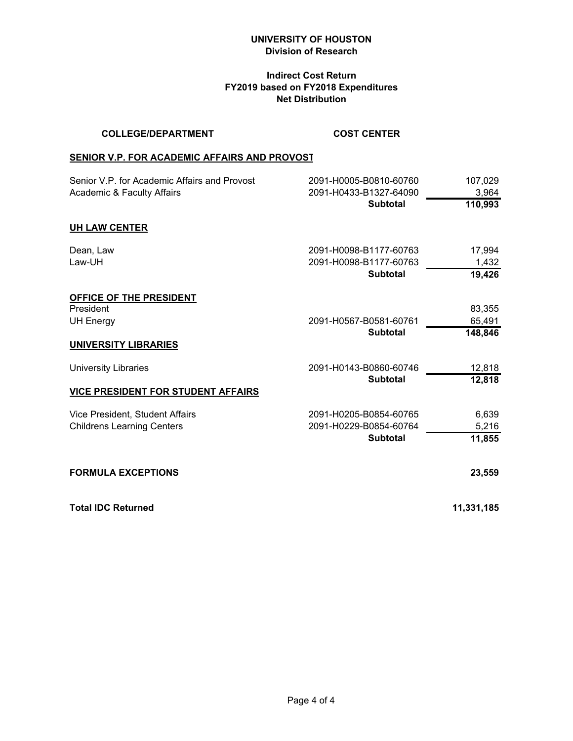**UNIVERSITY OF HOUSTON**
**Division of Research**

**Indirect Cost Return**
**FY2019 based on FY2018 Expenditures**
**Net Distribution**

| COLLEGE/DEPARTMENT | COST CENTER | |
|---|---|---|
| **SENIOR V.P. FOR ACADEMIC AFFAIRS AND PROVOST** | | |
| Senior V.P. for Academic Affairs and Provost | 2091-H0005-B0810-60760 | 107,029 |
| Academic & Faculty Affairs | 2091-H0433-B1327-64090 | 3,964 |
| | **Subtotal** | **110,993** |
| **UH LAW CENTER** | | |
| Dean, Law | 2091-H0098-B1177-60763 | 17,994 |
| Law-UH | 2091-H0098-B1177-60763 | 1,432 |
| | **Subtotal** | **19,426** |
| **OFFICE OF THE PRESIDENT** | | |
| President | | 83,355 |
| UH Energy | 2091-H0567-B0581-60761 | 65,491 |
| | **Subtotal** | **148,846** |
| **UNIVERSITY LIBRARIES** | | |
| University Libraries | 2091-H0143-B0860-60746 | 12,818 |
| | **Subtotal** | **12,818** |
| **VICE PRESIDENT FOR STUDENT AFFAIRS** | | |
| Vice President, Student Affairs | 2091-H0205-B0854-60765 | 6,639 |
| Childrens Learning Centers | 2091-H0229-B0854-60764 | 5,216 |
| | **Subtotal** | **11,855** |
| **FORMULA EXCEPTIONS** | | **23,559** |
| **Total IDC Returned** | | **11,331,185** |